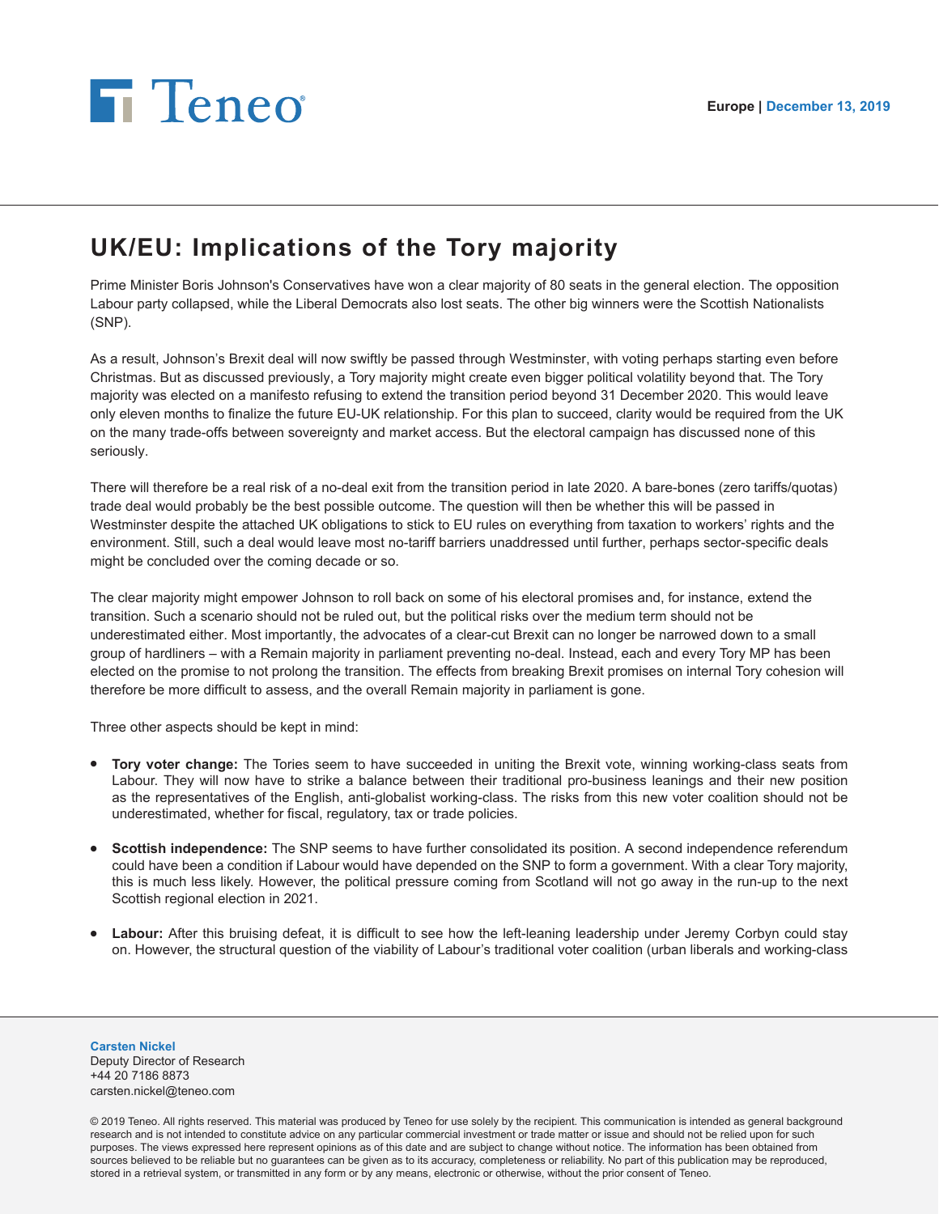Teneo

Europe | December 13, 2019

# UK/EU: Implications of the Tory majority

Prime Minister Boris Johnson's Conservatives have won a clear majority of 80 seats in the general election. The opposition Labour party collapsed, while the Liberal Democrats also lost seats. The other big winners were the Scottish Nationalists (SNP).

As a result, Johnson's Brexit deal will now swiftly be passed through Westminster, with voting perhaps starting even before Christmas. But as discussed previously, a Tory majority might create even bigger political volatility beyond that. The Tory majority was elected on a manifesto refusing to extend the transition period beyond 31 December 2020. This would leave only eleven months to finalize the future EU-UK relationship. For this plan to succeed, clarity would be required from the UK on the many trade-offs between sovereignty and market access. But the electoral campaign has discussed none of this seriously.

There will therefore be a real risk of a no-deal exit from the transition period in late 2020. A bare-bones (zero tariffs/quotas) trade deal would probably be the best possible outcome. The question will then be whether this will be passed in Westminster despite the attached UK obligations to stick to EU rules on everything from taxation to workers' rights and the environment. Still, such a deal would leave most no-tariff barriers unaddressed until further, perhaps sector-specific deals might be concluded over the coming decade or so.

The clear majority might empower Johnson to roll back on some of his electoral promises and, for instance, extend the transition. Such a scenario should not be ruled out, but the political risks over the medium term should not be underestimated either. Most importantly, the advocates of a clear-cut Brexit can no longer be narrowed down to a small group of hardliners – with a Remain majority in parliament preventing no-deal. Instead, each and every Tory MP has been elected on the promise to not prolong the transition. The effects from breaking Brexit promises on internal Tory cohesion will therefore be more difficult to assess, and the overall Remain majority in parliament is gone.

Three other aspects should be kept in mind:

- **Tory voter change:** The Tories seem to have succeeded in uniting the Brexit vote, winning working-class seats from Labour. They will now have to strike a balance between their traditional pro-business leanings and their new position as the representatives of the English, anti-globalist working-class. The risks from this new voter coalition should not be underestimated, whether for fiscal, regulatory, tax or trade policies.
- **Scottish independence:** The SNP seems to have further consolidated its position. A second independence referendum could have been a condition if Labour would have depended on the SNP to form a government. With a clear Tory majority, this is much less likely. However, the political pressure coming from Scotland will not go away in the run-up to the next Scottish regional election in 2021.
- **Labour:** After this bruising defeat, it is difficult to see how the left-leaning leadership under Jeremy Corbyn could stay on. However, the structural question of the viability of Labour's traditional voter coalition (urban liberals and working-class

**Carsten Nickel**
Deputy Director of Research
+44 20 7186 8873
carsten.nickel@teneo.com

© 2019 Teneo. All rights reserved. This material was produced by Teneo for use solely by the recipient. This communication is intended as general background research and is not intended to constitute advice on any particular commercial investment or trade matter or issue and should not be relied upon for such purposes. The views expressed here represent opinions as of this date and are subject to change without notice. The information has been obtained from sources believed to be reliable but no guarantees can be given as to its accuracy, completeness or reliability. No part of this publication may be reproduced, stored in a retrieval system, or transmitted in any form or by any means, electronic or otherwise, without the prior consent of Teneo.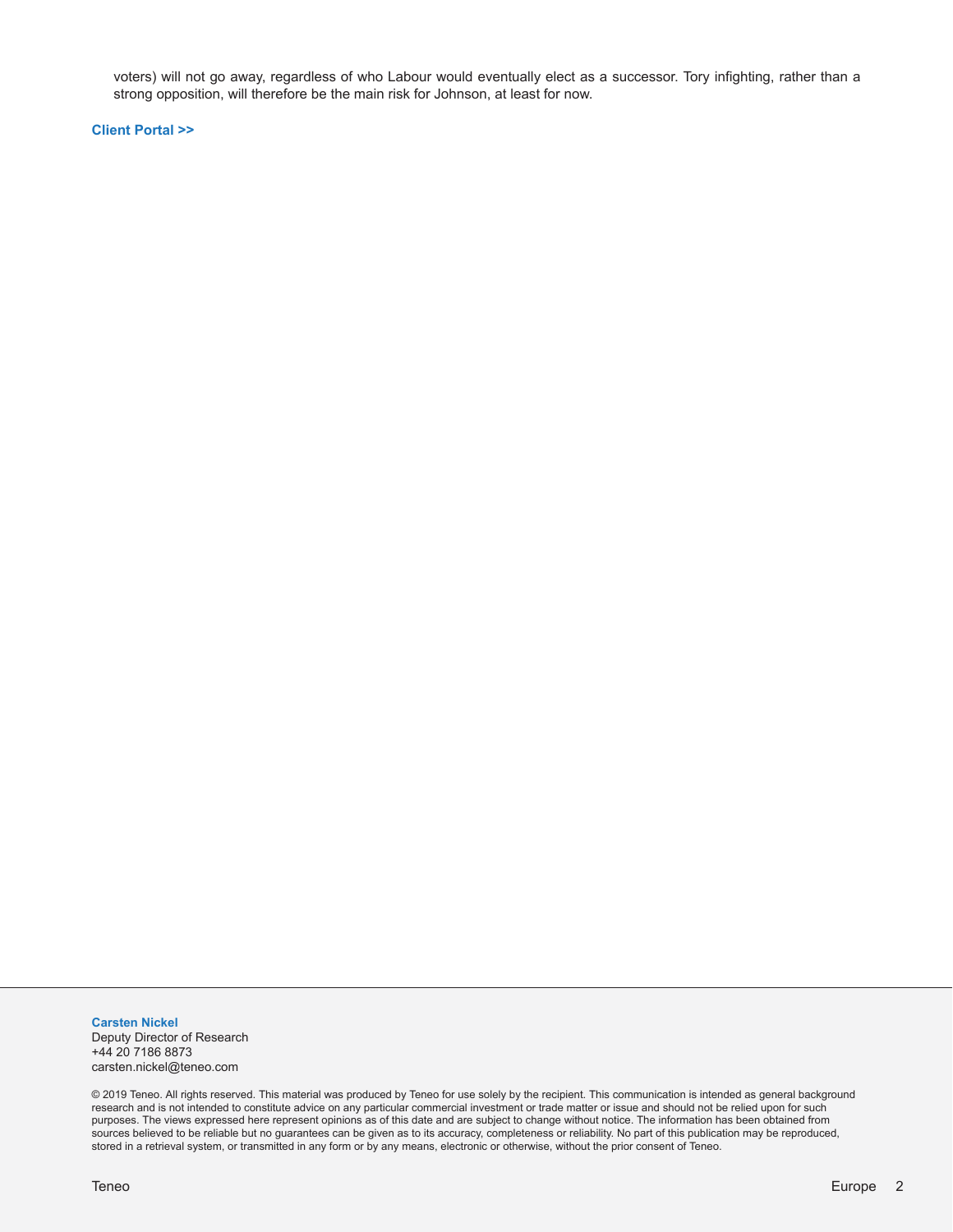voters) will not go away, regardless of who Labour would eventually elect as a successor. Tory infighting, rather than a strong opposition, will therefore be the main risk for Johnson, at least for now.

**Client Portal >>**

**Carsten Nickel**
Deputy Director of Research
+44 20 7186 8873
carsten.nickel@teneo.com

© 2019 Teneo. All rights reserved. This material was produced by Teneo for use solely by the recipient. This communication is intended as general background research and is not intended to constitute advice on any particular commercial investment or trade matter or issue and should not be relied upon for such purposes. The views expressed here represent opinions as of this date and are subject to change without notice. The information has been obtained from sources believed to be reliable but no guarantees can be given as to its accuracy, completeness or reliability. No part of this publication may be reproduced, stored in a retrieval system, or transmitted in any form or by any means, electronic or otherwise, without the prior consent of Teneo.